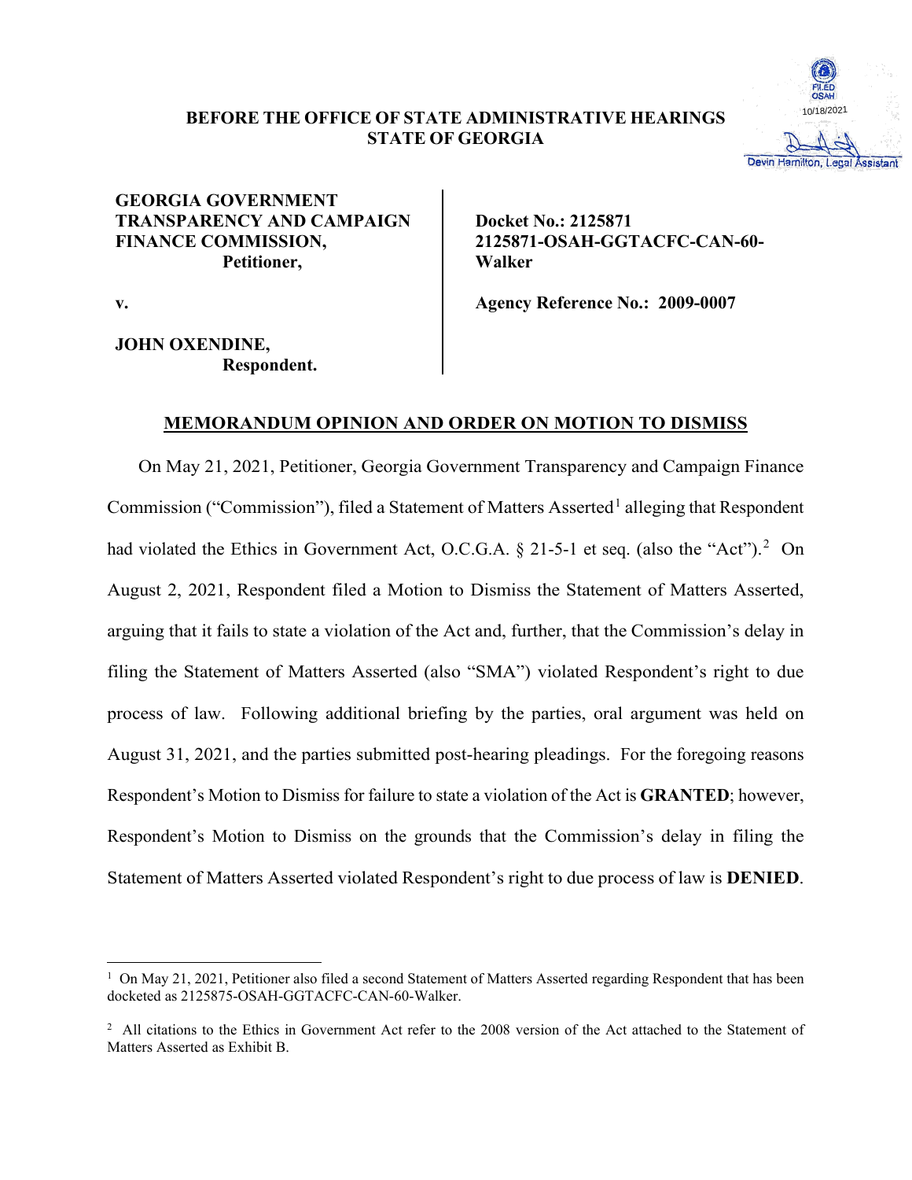**BEFORE THE OFFICE OF STATE ADMINISTRATIVE HEARINGS**
**STATE OF GEORGIA**

FILED OSAH 10/18/2021 Devin Hamilton, Legal Assistant

| | |
|---|---|
| **GEORGIA GOVERNMENT TRANSPARENCY AND CAMPAIGN FINANCE COMMISSION,** **Petitioner,** | **Docket No.: 2125871** **2125871-OSAH-GGTACFC-CAN-60-Walker** |
| **v.** | **Agency Reference No.: 2009-0007** |
| **JOHN OXENDINE,** **Respondent.** | |

## MEMORANDUM OPINION AND ORDER ON MOTION TO DISMISS

On May 21, 2021, Petitioner, Georgia Government Transparency and Campaign Finance Commission ("Commission"), filed a Statement of Matters Asserted[1] alleging that Respondent had violated the Ethics in Government Act, O.C.G.A. § 21-5-1 et seq. (also the "Act").[2] On August 2, 2021, Respondent filed a Motion to Dismiss the Statement of Matters Asserted, arguing that it fails to state a violation of the Act and, further, that the Commission's delay in filing the Statement of Matters Asserted (also "SMA") violated Respondent's right to due process of law. Following additional briefing by the parties, oral argument was held on August 31, 2021, and the parties submitted post-hearing pleadings. For the foregoing reasons Respondent's Motion to Dismiss for failure to state a violation of the Act is **GRANTED**; however, Respondent's Motion to Dismiss on the grounds that the Commission's delay in filing the Statement of Matters Asserted violated Respondent's right to due process of law is **DENIED**.

[1] On May 21, 2021, Petitioner also filed a second Statement of Matters Asserted regarding Respondent that has been docketed as 2125875-OSAH-GGTACFC-CAN-60-Walker.

[2] All citations to the Ethics in Government Act refer to the 2008 version of the Act attached to the Statement of Matters Asserted as Exhibit B.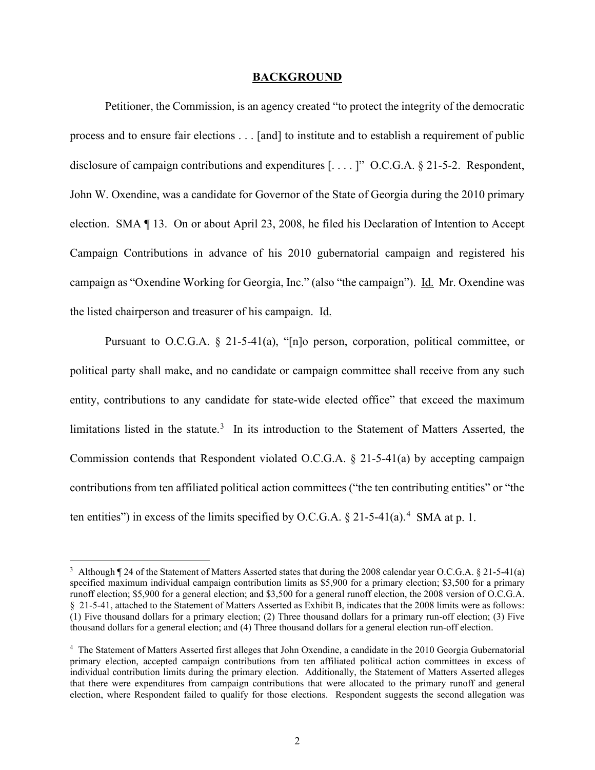## BACKGROUND

Petitioner, the Commission, is an agency created "to protect the integrity of the democratic process and to ensure fair elections . . . [and] to institute and to establish a requirement of public disclosure of campaign contributions and expenditures [. . . . ]" O.C.G.A. § 21-5-2. Respondent, John W. Oxendine, was a candidate for Governor of the State of Georgia during the 2010 primary election. SMA ¶ 13. On or about April 23, 2008, he filed his Declaration of Intention to Accept Campaign Contributions in advance of his 2010 gubernatorial campaign and registered his campaign as "Oxendine Working for Georgia, Inc." (also "the campaign"). Id. Mr. Oxendine was the listed chairperson and treasurer of his campaign. Id.

Pursuant to O.C.G.A. § 21-5-41(a), "[n]o person, corporation, political committee, or political party shall make, and no candidate or campaign committee shall receive from any such entity, contributions to any candidate for state-wide elected office" that exceed the maximum limitations listed in the statute.[3] In its introduction to the Statement of Matters Asserted, the Commission contends that Respondent violated O.C.G.A. § 21-5-41(a) by accepting campaign contributions from ten affiliated political action committees ("the ten contributing entities" or "the ten entities") in excess of the limits specified by O.C.G.A. § 21-5-41(a).[4] SMA at p. 1.

---

[3] Although ¶ 24 of the Statement of Matters Asserted states that during the 2008 calendar year O.C.G.A. § 21-5-41(a) specified maximum individual campaign contribution limits as $5,900 for a primary election; $3,500 for a primary runoff election; $5,900 for a general election; and $3,500 for a general runoff election, the 2008 version of O.C.G.A. § 21-5-41, attached to the Statement of Matters Asserted as Exhibit B, indicates that the 2008 limits were as follows: (1) Five thousand dollars for a primary election; (2) Three thousand dollars for a primary run-off election; (3) Five thousand dollars for a general election; and (4) Three thousand dollars for a general election run-off election.

[4] The Statement of Matters Asserted first alleges that John Oxendine, a candidate in the 2010 Georgia Gubernatorial primary election, accepted campaign contributions from ten affiliated political action committees in excess of individual contribution limits during the primary election. Additionally, the Statement of Matters Asserted alleges that there were expenditures from campaign contributions that were allocated to the primary runoff and general election, where Respondent failed to qualify for those elections. Respondent suggests the second allegation was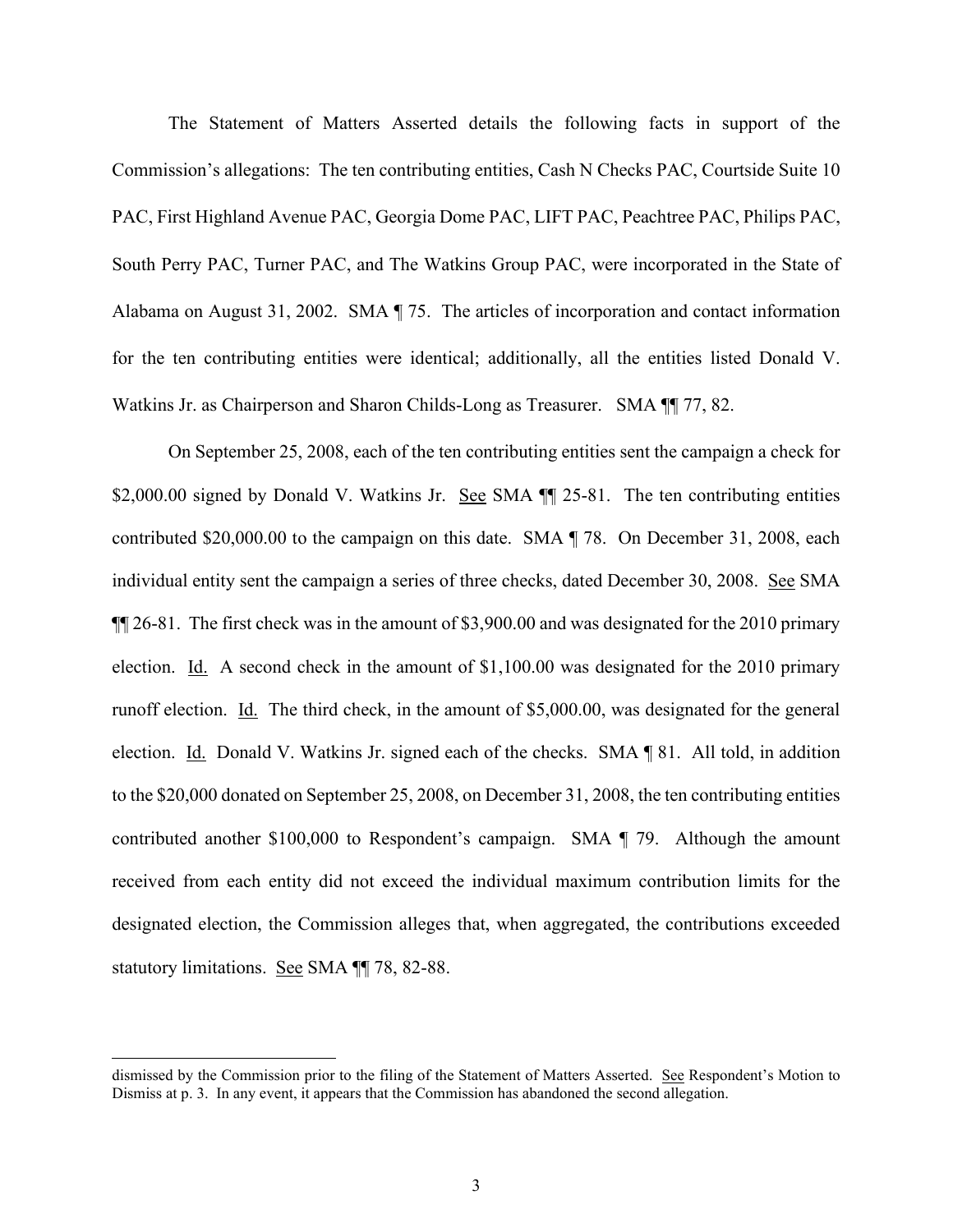The Statement of Matters Asserted details the following facts in support of the Commission's allegations: The ten contributing entities, Cash N Checks PAC, Courtside Suite 10 PAC, First Highland Avenue PAC, Georgia Dome PAC, LIFT PAC, Peachtree PAC, Philips PAC, South Perry PAC, Turner PAC, and The Watkins Group PAC, were incorporated in the State of Alabama on August 31, 2002. SMA ¶ 75. The articles of incorporation and contact information for the ten contributing entities were identical; additionally, all the entities listed Donald V. Watkins Jr. as Chairperson and Sharon Childs-Long as Treasurer. SMA ¶¶ 77, 82.

On September 25, 2008, each of the ten contributing entities sent the campaign a check for $2,000.00 signed by Donald V. Watkins Jr. See SMA ¶¶ 25-81. The ten contributing entities contributed $20,000.00 to the campaign on this date. SMA ¶ 78. On December 31, 2008, each individual entity sent the campaign a series of three checks, dated December 30, 2008. See SMA ¶¶ 26-81. The first check was in the amount of $3,900.00 and was designated for the 2010 primary election. Id. A second check in the amount of $1,100.00 was designated for the 2010 primary runoff election. Id. The third check, in the amount of $5,000.00, was designated for the general election. Id. Donald V. Watkins Jr. signed each of the checks. SMA ¶ 81. All told, in addition to the $20,000 donated on September 25, 2008, on December 31, 2008, the ten contributing entities contributed another $100,000 to Respondent's campaign. SMA ¶ 79. Although the amount received from each entity did not exceed the individual maximum contribution limits for the designated election, the Commission alleges that, when aggregated, the contributions exceeded statutory limitations. See SMA ¶¶ 78, 82-88.

---

dismissed by the Commission prior to the filing of the Statement of Matters Asserted. See Respondent's Motion to Dismiss at p. 3. In any event, it appears that the Commission has abandoned the second allegation.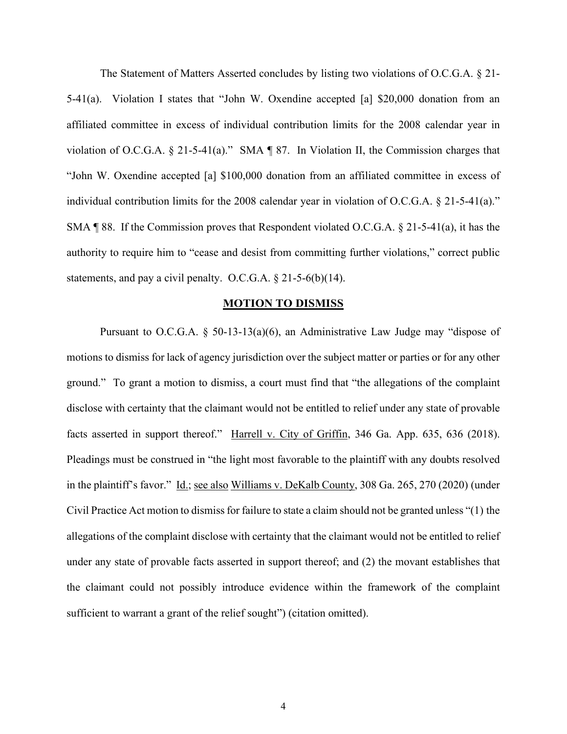The Statement of Matters Asserted concludes by listing two violations of O.C.G.A. § 21-5-41(a). Violation I states that "John W. Oxendine accepted [a] $20,000 donation from an affiliated committee in excess of individual contribution limits for the 2008 calendar year in violation of O.C.G.A. § 21-5-41(a)." SMA ¶ 87. In Violation II, the Commission charges that "John W. Oxendine accepted [a] $100,000 donation from an affiliated committee in excess of individual contribution limits for the 2008 calendar year in violation of O.C.G.A. § 21-5-41(a)." SMA ¶ 88. If the Commission proves that Respondent violated O.C.G.A. § 21-5-41(a), it has the authority to require him to "cease and desist from committing further violations," correct public statements, and pay a civil penalty. O.C.G.A. § 21-5-6(b)(14).

## MOTION TO DISMISS

Pursuant to O.C.G.A. § 50-13-13(a)(6), an Administrative Law Judge may "dispose of motions to dismiss for lack of agency jurisdiction over the subject matter or parties or for any other ground." To grant a motion to dismiss, a court must find that "the allegations of the complaint disclose with certainty that the claimant would not be entitled to relief under any state of provable facts asserted in support thereof." Harrell v. City of Griffin, 346 Ga. App. 635, 636 (2018). Pleadings must be construed in "the light most favorable to the plaintiff with any doubts resolved in the plaintiff's favor." Id.; see also Williams v. DeKalb County, 308 Ga. 265, 270 (2020) (under Civil Practice Act motion to dismiss for failure to state a claim should not be granted unless "(1) the allegations of the complaint disclose with certainty that the claimant would not be entitled to relief under any state of provable facts asserted in support thereof; and (2) the movant establishes that the claimant could not possibly introduce evidence within the framework of the complaint sufficient to warrant a grant of the relief sought") (citation omitted).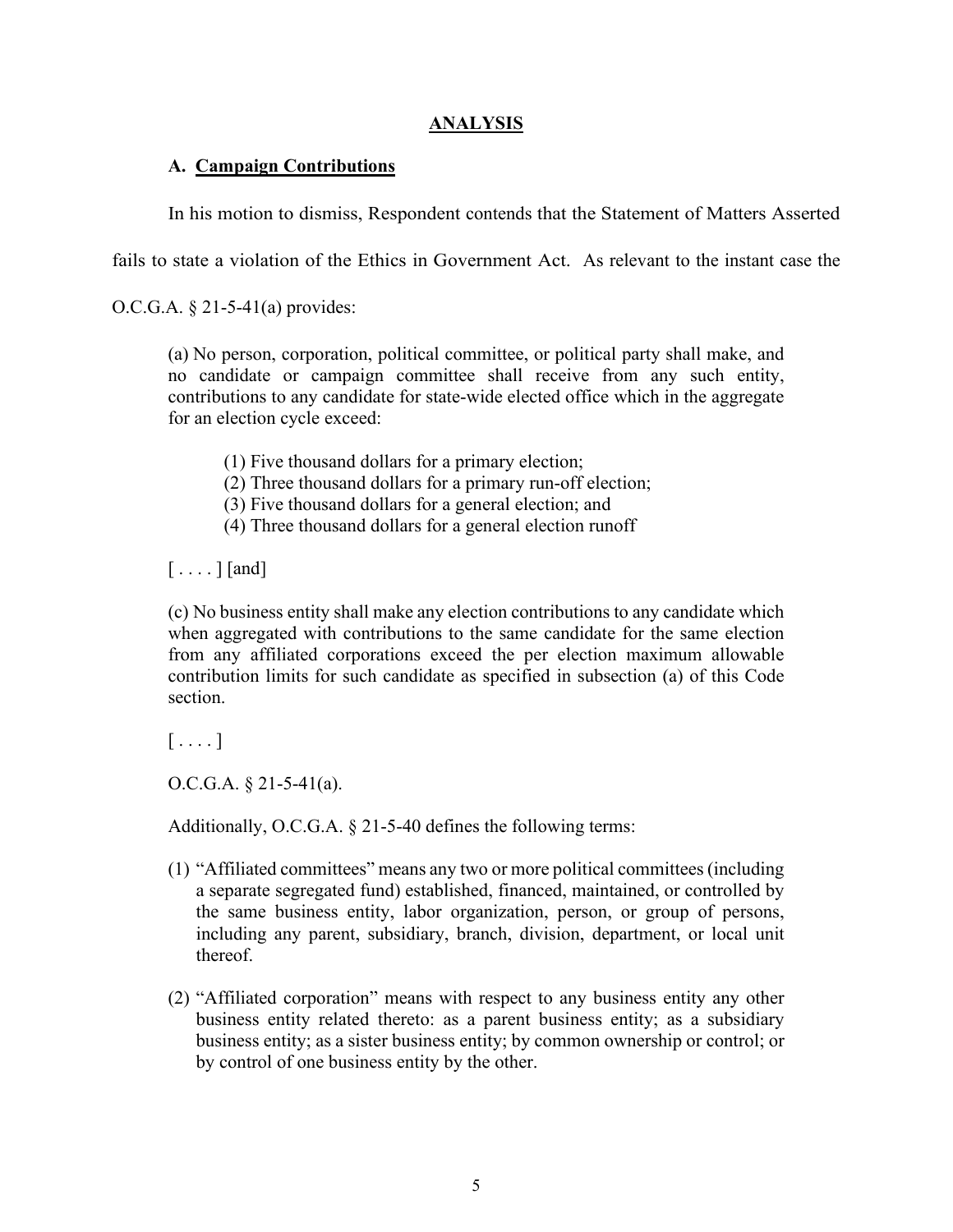## ANALYSIS

### A. Campaign Contributions

In his motion to dismiss, Respondent contends that the Statement of Matters Asserted fails to state a violation of the Ethics in Government Act. As relevant to the instant case the O.C.G.A. § 21-5-41(a) provides:

> (a) No person, corporation, political committee, or political party shall make, and no candidate or campaign committee shall receive from any such entity, contributions to any candidate for state-wide elected office which in the aggregate for an election cycle exceed:
>
> (1) Five thousand dollars for a primary election;
> (2) Three thousand dollars for a primary run-off election;
> (3) Five thousand dollars for a general election; and
> (4) Three thousand dollars for a general election runoff
>
> [ . . . . ] [and]
>
> (c) No business entity shall make any election contributions to any candidate which when aggregated with contributions to the same candidate for the same election from any affiliated corporations exceed the per election maximum allowable contribution limits for such candidate as specified in subsection (a) of this Code section.
>
> [ . . . . ]
>
> O.C.G.A. § 21-5-41(a).

Additionally, O.C.G.A. § 21-5-40 defines the following terms:

> (1) "Affiliated committees" means any two or more political committees (including a separate segregated fund) established, financed, maintained, or controlled by the same business entity, labor organization, person, or group of persons, including any parent, subsidiary, branch, division, department, or local unit thereof.
>
> (2) "Affiliated corporation" means with respect to any business entity any other business entity related thereto: as a parent business entity; as a subsidiary business entity; as a sister business entity; by common ownership or control; or by control of one business entity by the other.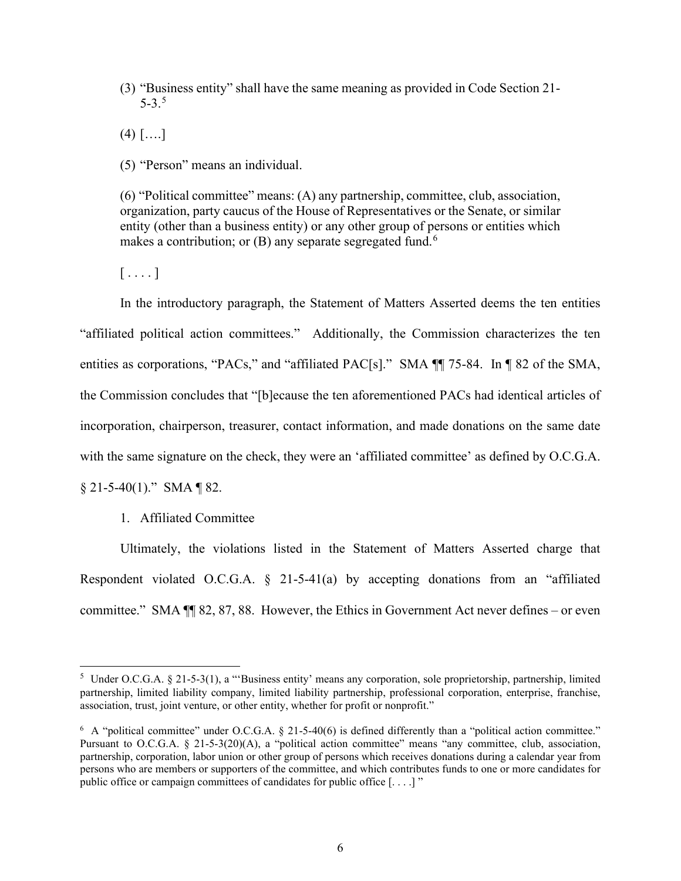(3) "Business entity" shall have the same meaning as provided in Code Section 21-5-3.[5]

(4) [….]

(5) "Person" means an individual.

(6) "Political committee" means: (A) any partnership, committee, club, association, organization, party caucus of the House of Representatives or the Senate, or similar entity (other than a business entity) or any other group of persons or entities which makes a contribution; or (B) any separate segregated fund.[6]

[ . . . . ]

In the introductory paragraph, the Statement of Matters Asserted deems the ten entities "affiliated political action committees." Additionally, the Commission characterizes the ten entities as corporations, "PACs," and "affiliated PAC[s]." SMA ¶¶ 75-84. In ¶ 82 of the SMA, the Commission concludes that "[b]ecause the ten aforementioned PACs had identical articles of incorporation, chairperson, treasurer, contact information, and made donations on the same date with the same signature on the check, they were an 'affiliated committee' as defined by O.C.G.A. § 21-5-40(1)." SMA ¶ 82.

1. Affiliated Committee

Ultimately, the violations listed in the Statement of Matters Asserted charge that Respondent violated O.C.G.A. § 21-5-41(a) by accepting donations from an "affiliated committee." SMA ¶¶ 82, 87, 88. However, the Ethics in Government Act never defines – or even

---

[5] Under O.C.G.A. § 21-5-3(1), a "'Business entity' means any corporation, sole proprietorship, partnership, limited partnership, limited liability company, limited liability partnership, professional corporation, enterprise, franchise, association, trust, joint venture, or other entity, whether for profit or nonprofit."

[6] A "political committee" under O.C.G.A. § 21-5-40(6) is defined differently than a "political action committee." Pursuant to O.C.G.A. § 21-5-3(20)(A), a "political action committee" means "any committee, club, association, partnership, corporation, labor union or other group of persons which receives donations during a calendar year from persons who are members or supporters of the committee, and which contributes funds to one or more candidates for public office or campaign committees of candidates for public office [. . . .] "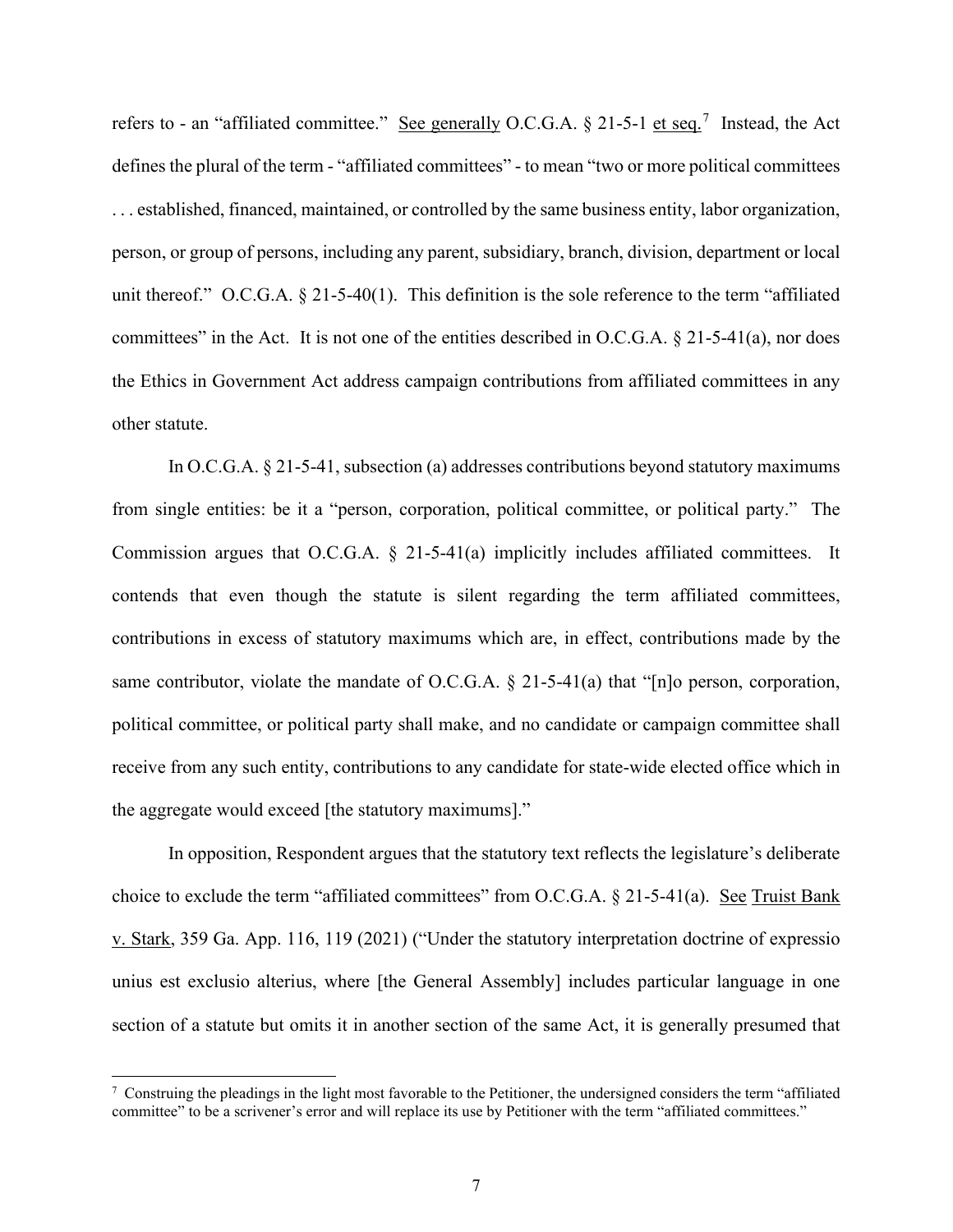refers to - an "affiliated committee." See generally O.C.G.A. § 21-5-1 et seq.[7] Instead, the Act defines the plural of the term - "affiliated committees" - to mean "two or more political committees . . . established, financed, maintained, or controlled by the same business entity, labor organization, person, or group of persons, including any parent, subsidiary, branch, division, department or local unit thereof." O.C.G.A. § 21-5-40(1). This definition is the sole reference to the term "affiliated committees" in the Act. It is not one of the entities described in O.C.G.A. § 21-5-41(a), nor does the Ethics in Government Act address campaign contributions from affiliated committees in any other statute.

In O.C.G.A. § 21-5-41, subsection (a) addresses contributions beyond statutory maximums from single entities: be it a "person, corporation, political committee, or political party." The Commission argues that O.C.G.A. § 21-5-41(a) implicitly includes affiliated committees. It contends that even though the statute is silent regarding the term affiliated committees, contributions in excess of statutory maximums which are, in effect, contributions made by the same contributor, violate the mandate of O.C.G.A. § 21-5-41(a) that "[n]o person, corporation, political committee, or political party shall make, and no candidate or campaign committee shall receive from any such entity, contributions to any candidate for state-wide elected office which in the aggregate would exceed [the statutory maximums]."

In opposition, Respondent argues that the statutory text reflects the legislature's deliberate choice to exclude the term "affiliated committees" from O.C.G.A. § 21-5-41(a). See Truist Bank v. Stark, 359 Ga. App. 116, 119 (2021) ("Under the statutory interpretation doctrine of expressio unius est exclusio alterius, where [the General Assembly] includes particular language in one section of a statute but omits it in another section of the same Act, it is generally presumed that

---

[7] Construing the pleadings in the light most favorable to the Petitioner, the undersigned considers the term "affiliated committee" to be a scrivener's error and will replace its use by Petitioner with the term "affiliated committees."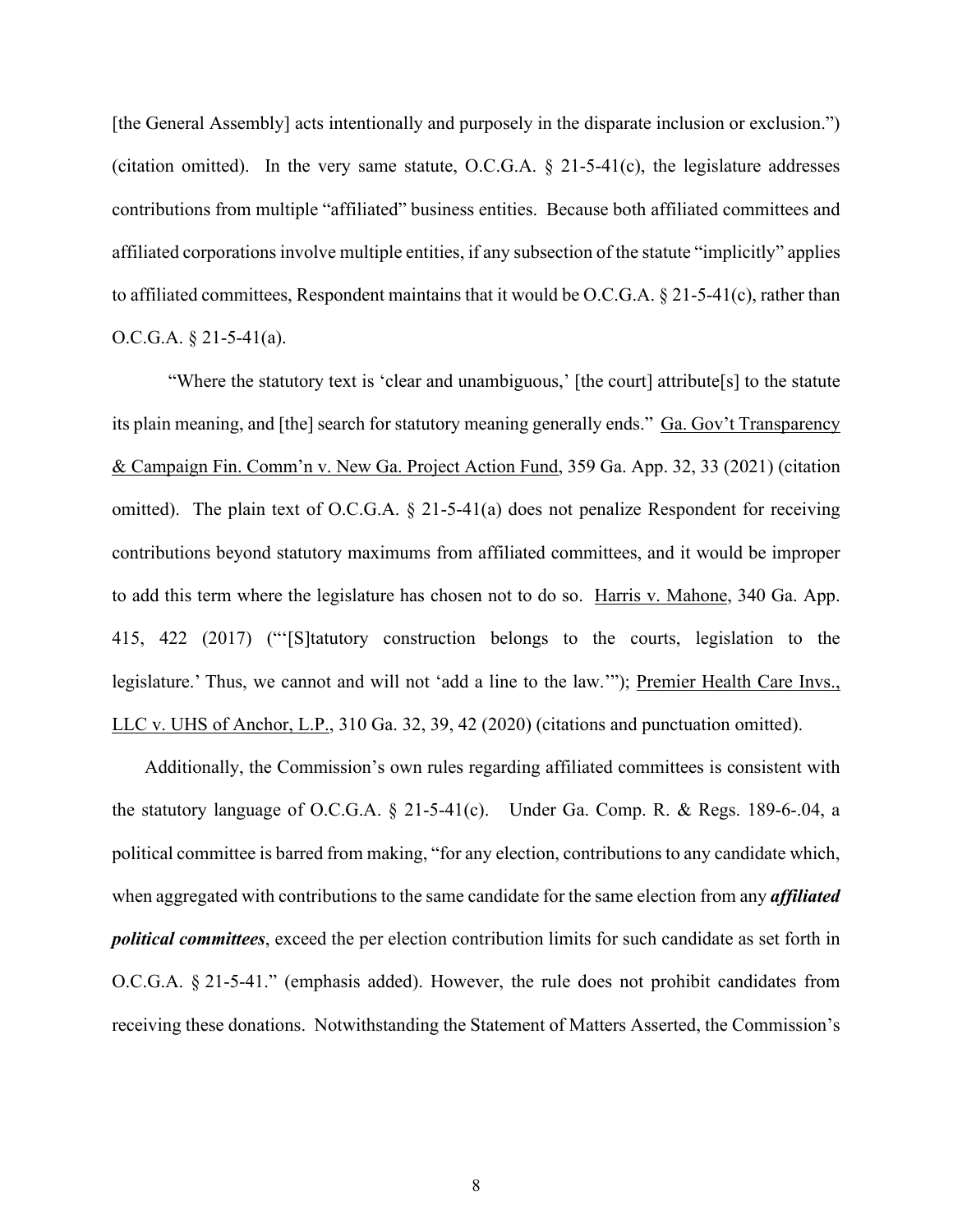[the General Assembly] acts intentionally and purposely in the disparate inclusion or exclusion.") (citation omitted). In the very same statute, O.C.G.A. § 21-5-41(c), the legislature addresses contributions from multiple "affiliated" business entities. Because both affiliated committees and affiliated corporations involve multiple entities, if any subsection of the statute "implicitly" applies to affiliated committees, Respondent maintains that it would be O.C.G.A. § 21-5-41(c), rather than O.C.G.A. § 21-5-41(a).

"Where the statutory text is 'clear and unambiguous,' [the court] attribute[s] to the statute its plain meaning, and [the] search for statutory meaning generally ends." Ga. Gov't Transparency & Campaign Fin. Comm'n v. New Ga. Project Action Fund, 359 Ga. App. 32, 33 (2021) (citation omitted). The plain text of O.C.G.A. § 21-5-41(a) does not penalize Respondent for receiving contributions beyond statutory maximums from affiliated committees, and it would be improper to add this term where the legislature has chosen not to do so. Harris v. Mahone, 340 Ga. App. 415, 422 (2017) ("'[S]tatutory construction belongs to the courts, legislation to the legislature.' Thus, we cannot and will not 'add a line to the law.'"); Premier Health Care Invs., LLC v. UHS of Anchor, L.P., 310 Ga. 32, 39, 42 (2020) (citations and punctuation omitted).

Additionally, the Commission's own rules regarding affiliated committees is consistent with the statutory language of O.C.G.A. § 21-5-41(c). Under Ga. Comp. R. & Regs. 189-6-.04, a political committee is barred from making, "for any election, contributions to any candidate which, when aggregated with contributions to the same candidate for the same election from any ***affiliated political committees***, exceed the per election contribution limits for such candidate as set forth in O.C.G.A. § 21-5-41." (emphasis added). However, the rule does not prohibit candidates from receiving these donations. Notwithstanding the Statement of Matters Asserted, the Commission's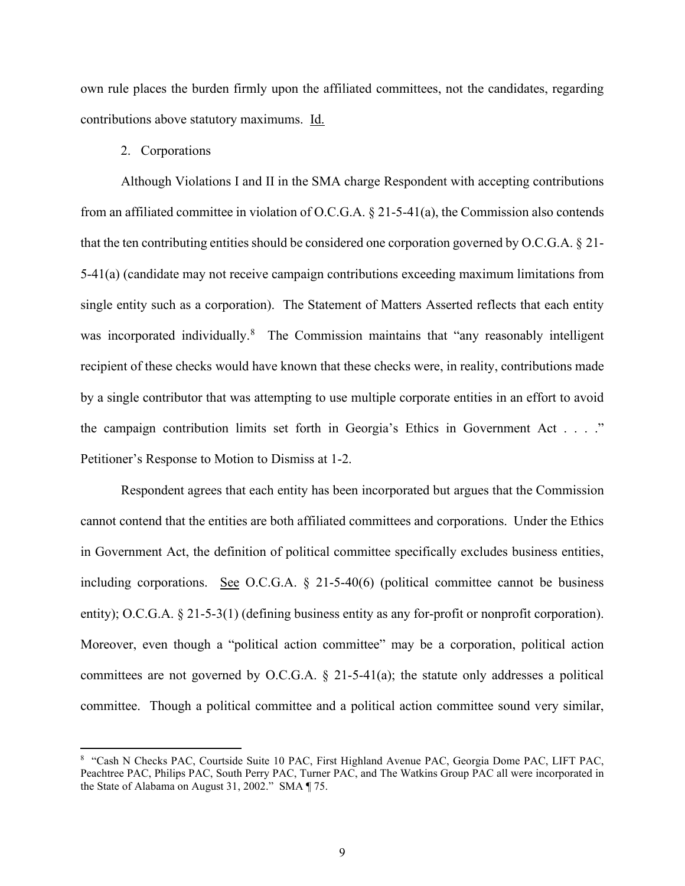own rule places the burden firmly upon the affiliated committees, not the candidates, regarding contributions above statutory maximums. Id.

2. Corporations

Although Violations I and II in the SMA charge Respondent with accepting contributions from an affiliated committee in violation of O.C.G.A. § 21-5-41(a), the Commission also contends that the ten contributing entities should be considered one corporation governed by O.C.G.A. § 21-5-41(a) (candidate may not receive campaign contributions exceeding maximum limitations from single entity such as a corporation). The Statement of Matters Asserted reflects that each entity was incorporated individually.[8] The Commission maintains that "any reasonably intelligent recipient of these checks would have known that these checks were, in reality, contributions made by a single contributor that was attempting to use multiple corporate entities in an effort to avoid the campaign contribution limits set forth in Georgia's Ethics in Government Act . . . ." Petitioner's Response to Motion to Dismiss at 1-2.

Respondent agrees that each entity has been incorporated but argues that the Commission cannot contend that the entities are both affiliated committees and corporations. Under the Ethics in Government Act, the definition of political committee specifically excludes business entities, including corporations. See O.C.G.A. § 21-5-40(6) (political committee cannot be business entity); O.C.G.A. § 21-5-3(1) (defining business entity as any for-profit or nonprofit corporation). Moreover, even though a "political action committee" may be a corporation, political action committees are not governed by O.C.G.A. § 21-5-41(a); the statute only addresses a political committee. Though a political committee and a political action committee sound very similar,

[8] "Cash N Checks PAC, Courtside Suite 10 PAC, First Highland Avenue PAC, Georgia Dome PAC, LIFT PAC, Peachtree PAC, Philips PAC, South Perry PAC, Turner PAC, and The Watkins Group PAC all were incorporated in the State of Alabama on August 31, 2002." SMA ¶ 75.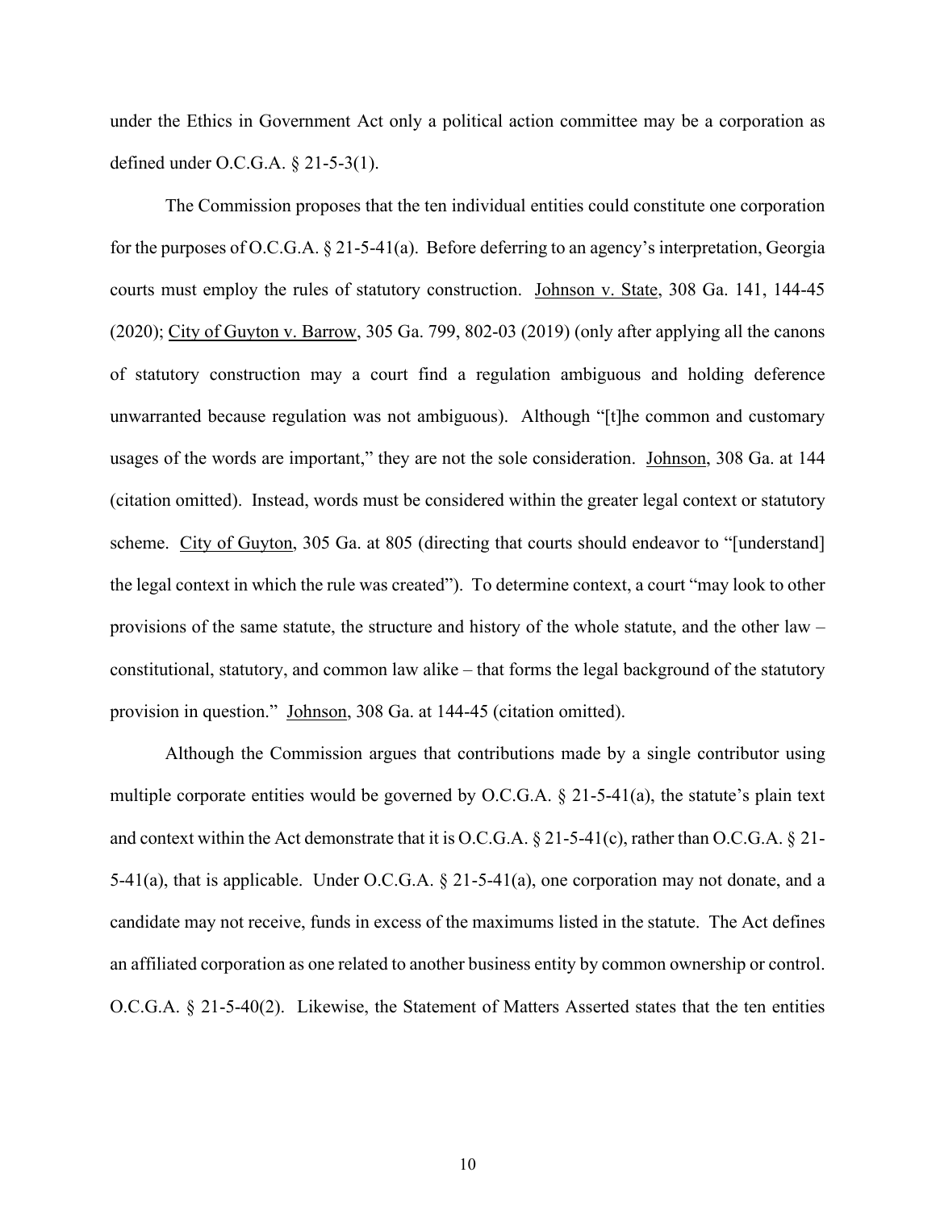under the Ethics in Government Act only a political action committee may be a corporation as defined under O.C.G.A. § 21-5-3(1).

The Commission proposes that the ten individual entities could constitute one corporation for the purposes of O.C.G.A. § 21-5-41(a). Before deferring to an agency's interpretation, Georgia courts must employ the rules of statutory construction. Johnson v. State, 308 Ga. 141, 144-45 (2020); City of Guyton v. Barrow, 305 Ga. 799, 802-03 (2019) (only after applying all the canons of statutory construction may a court find a regulation ambiguous and holding deference unwarranted because regulation was not ambiguous). Although "[t]he common and customary usages of the words are important," they are not the sole consideration. Johnson, 308 Ga. at 144 (citation omitted). Instead, words must be considered within the greater legal context or statutory scheme. City of Guyton, 305 Ga. at 805 (directing that courts should endeavor to "[understand] the legal context in which the rule was created"). To determine context, a court "may look to other provisions of the same statute, the structure and history of the whole statute, and the other law – constitutional, statutory, and common law alike – that forms the legal background of the statutory provision in question." Johnson, 308 Ga. at 144-45 (citation omitted).

Although the Commission argues that contributions made by a single contributor using multiple corporate entities would be governed by O.C.G.A. § 21-5-41(a), the statute's plain text and context within the Act demonstrate that it is O.C.G.A. § 21-5-41(c), rather than O.C.G.A. § 21-5-41(a), that is applicable. Under O.C.G.A. § 21-5-41(a), one corporation may not donate, and a candidate may not receive, funds in excess of the maximums listed in the statute. The Act defines an affiliated corporation as one related to another business entity by common ownership or control. O.C.G.A. § 21-5-40(2). Likewise, the Statement of Matters Asserted states that the ten entities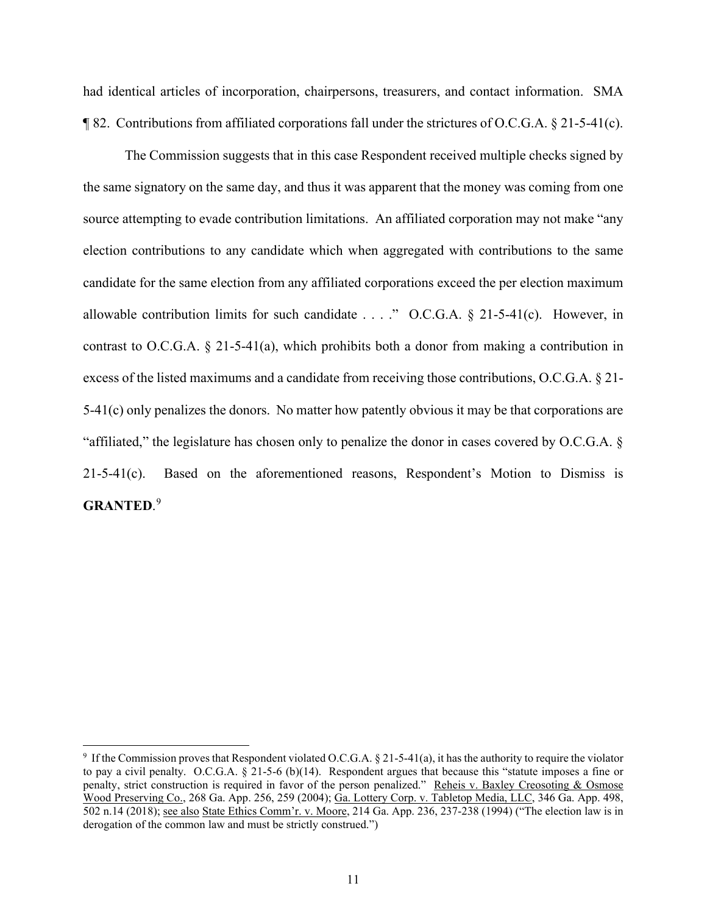had identical articles of incorporation, chairpersons, treasurers, and contact information. SMA ¶ 82. Contributions from affiliated corporations fall under the strictures of O.C.G.A. § 21-5-41(c).

The Commission suggests that in this case Respondent received multiple checks signed by the same signatory on the same day, and thus it was apparent that the money was coming from one source attempting to evade contribution limitations. An affiliated corporation may not make "any election contributions to any candidate which when aggregated with contributions to the same candidate for the same election from any affiliated corporations exceed the per election maximum allowable contribution limits for such candidate . . . ." O.C.G.A. § 21-5-41(c). However, in contrast to O.C.G.A. § 21-5-41(a), which prohibits both a donor from making a contribution in excess of the listed maximums and a candidate from receiving those contributions, O.C.G.A. § 21-5-41(c) only penalizes the donors. No matter how patently obvious it may be that corporations are "affiliated," the legislature has chosen only to penalize the donor in cases covered by O.C.G.A. § 21-5-41(c). Based on the aforementioned reasons, Respondent's Motion to Dismiss is **GRANTED**.[9]

---

[9] If the Commission proves that Respondent violated O.C.G.A. § 21-5-41(a), it has the authority to require the violator to pay a civil penalty. O.C.G.A. § 21-5-6 (b)(14). Respondent argues that because this "statute imposes a fine or penalty, strict construction is required in favor of the person penalized." Reheis v. Baxley Creosoting & Osmose Wood Preserving Co., 268 Ga. App. 256, 259 (2004); Ga. Lottery Corp. v. Tabletop Media, LLC, 346 Ga. App. 498, 502 n.14 (2018); see also State Ethics Comm'r. v. Moore, 214 Ga. App. 236, 237-238 (1994) ("The election law is in derogation of the common law and must be strictly construed.")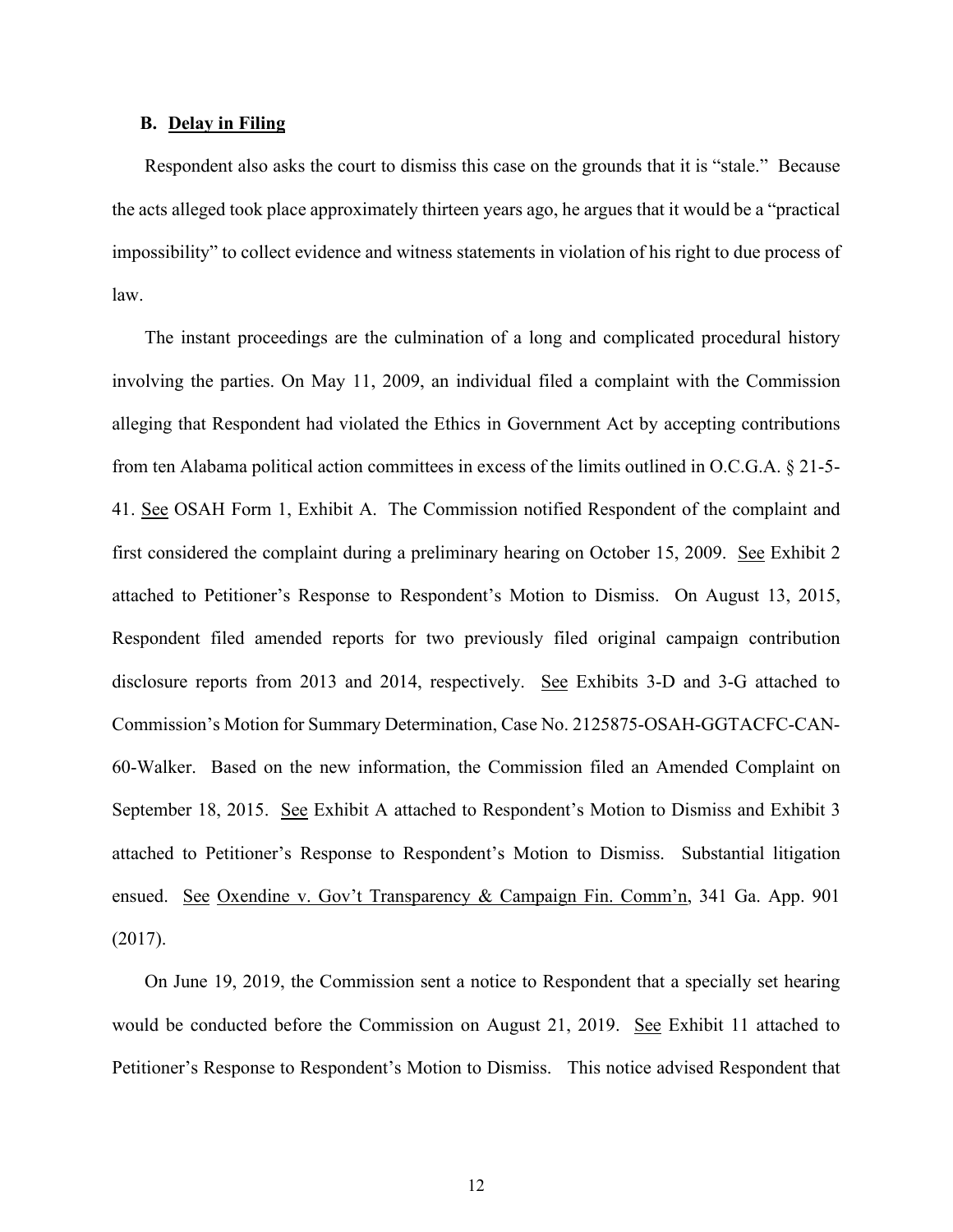### B. <u>Delay in Filing</u>

Respondent also asks the court to dismiss this case on the grounds that it is "stale." Because the acts alleged took place approximately thirteen years ago, he argues that it would be a "practical impossibility" to collect evidence and witness statements in violation of his right to due process of law.

The instant proceedings are the culmination of a long and complicated procedural history involving the parties. On May 11, 2009, an individual filed a complaint with the Commission alleging that Respondent had violated the Ethics in Government Act by accepting contributions from ten Alabama political action committees in excess of the limits outlined in O.C.G.A. § 21-5-41. <u>See</u> OSAH Form 1, Exhibit A. The Commission notified Respondent of the complaint and first considered the complaint during a preliminary hearing on October 15, 2009. <u>See</u> Exhibit 2 attached to Petitioner's Response to Respondent's Motion to Dismiss. On August 13, 2015, Respondent filed amended reports for two previously filed original campaign contribution disclosure reports from 2013 and 2014, respectively. <u>See</u> Exhibits 3-D and 3-G attached to Commission's Motion for Summary Determination, Case No. 2125875-OSAH-GGTACFC-CAN-60-Walker. Based on the new information, the Commission filed an Amended Complaint on September 18, 2015. <u>See</u> Exhibit A attached to Respondent's Motion to Dismiss and Exhibit 3 attached to Petitioner's Response to Respondent's Motion to Dismiss. Substantial litigation ensued. <u>See</u> <u>Oxendine v. Gov't Transparency & Campaign Fin. Comm'n</u>, 341 Ga. App. 901 (2017).

On June 19, 2019, the Commission sent a notice to Respondent that a specially set hearing would be conducted before the Commission on August 21, 2019. <u>See</u> Exhibit 11 attached to Petitioner's Response to Respondent's Motion to Dismiss. This notice advised Respondent that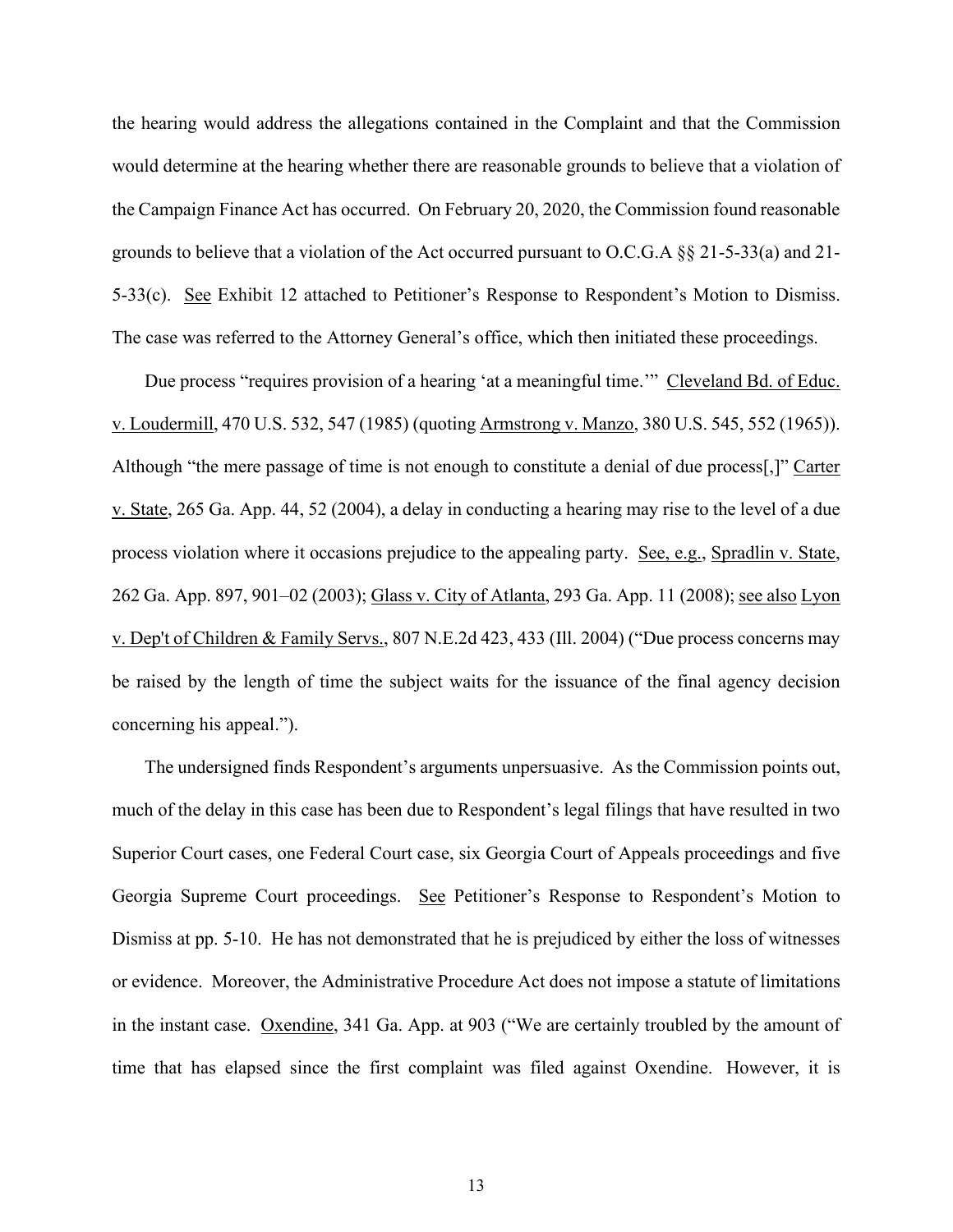the hearing would address the allegations contained in the Complaint and that the Commission would determine at the hearing whether there are reasonable grounds to believe that a violation of the Campaign Finance Act has occurred. On February 20, 2020, the Commission found reasonable grounds to believe that a violation of the Act occurred pursuant to O.C.G.A §§ 21-5-33(a) and 21-5-33(c). See Exhibit 12 attached to Petitioner's Response to Respondent's Motion to Dismiss. The case was referred to the Attorney General's office, which then initiated these proceedings.

Due process "requires provision of a hearing 'at a meaningful time.'" Cleveland Bd. of Educ. v. Loudermill, 470 U.S. 532, 547 (1985) (quoting Armstrong v. Manzo, 380 U.S. 545, 552 (1965)). Although "the mere passage of time is not enough to constitute a denial of due process[,]" Carter v. State, 265 Ga. App. 44, 52 (2004), a delay in conducting a hearing may rise to the level of a due process violation where it occasions prejudice to the appealing party. See, e.g., Spradlin v. State, 262 Ga. App. 897, 901–02 (2003); Glass v. City of Atlanta, 293 Ga. App. 11 (2008); see also Lyon v. Dep't of Children & Family Servs., 807 N.E.2d 423, 433 (Ill. 2004) ("Due process concerns may be raised by the length of time the subject waits for the issuance of the final agency decision concerning his appeal.").

The undersigned finds Respondent's arguments unpersuasive. As the Commission points out, much of the delay in this case has been due to Respondent's legal filings that have resulted in two Superior Court cases, one Federal Court case, six Georgia Court of Appeals proceedings and five Georgia Supreme Court proceedings. See Petitioner's Response to Respondent's Motion to Dismiss at pp. 5-10. He has not demonstrated that he is prejudiced by either the loss of witnesses or evidence. Moreover, the Administrative Procedure Act does not impose a statute of limitations in the instant case. Oxendine, 341 Ga. App. at 903 ("We are certainly troubled by the amount of time that has elapsed since the first complaint was filed against Oxendine. However, it is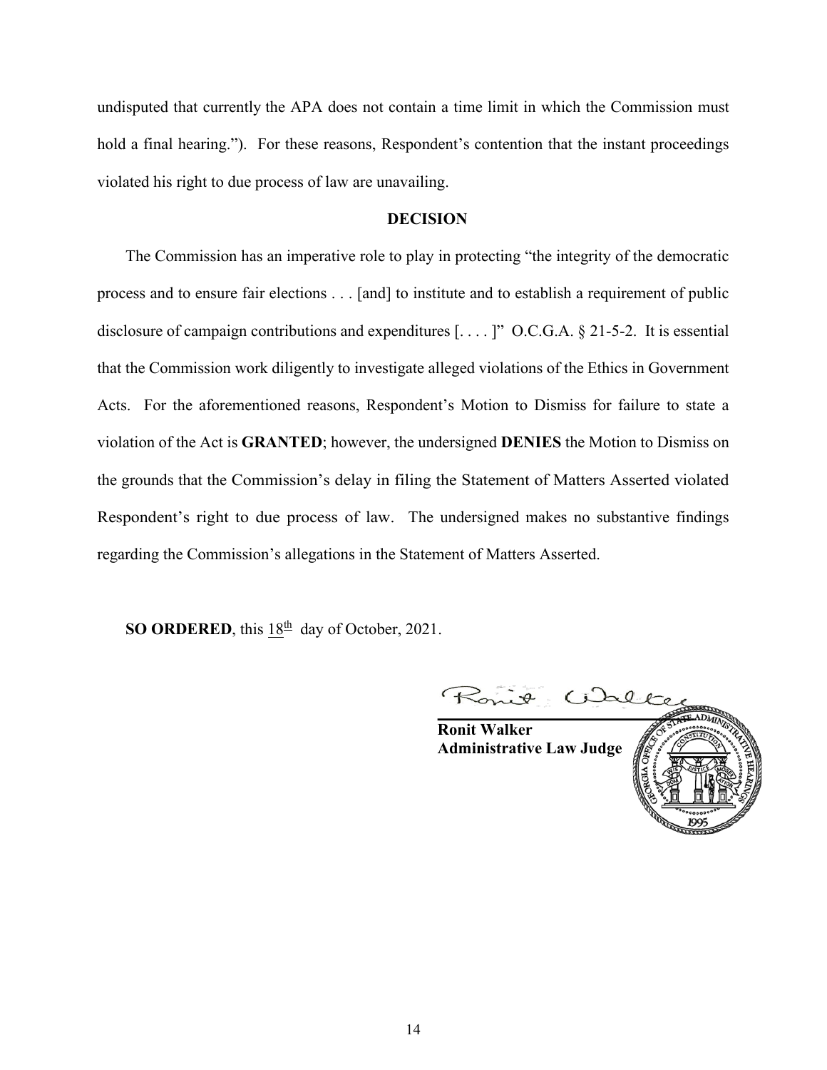undisputed that currently the APA does not contain a time limit in which the Commission must hold a final hearing."). For these reasons, Respondent's contention that the instant proceedings violated his right to due process of law are unavailing.

**DECISION**

The Commission has an imperative role to play in protecting "the integrity of the democratic process and to ensure fair elections . . . [and] to institute and to establish a requirement of public disclosure of campaign contributions and expenditures [. . . . ]" O.C.G.A. § 21-5-2. It is essential that the Commission work diligently to investigate alleged violations of the Ethics in Government Acts. For the aforementioned reasons, Respondent's Motion to Dismiss for failure to state a violation of the Act is **GRANTED**; however, the undersigned **DENIES** the Motion to Dismiss on the grounds that the Commission's delay in filing the Statement of Matters Asserted violated Respondent's right to due process of law. The undersigned makes no substantive findings regarding the Commission's allegations in the Statement of Matters Asserted.

**SO ORDERED**, this 18th day of October, 2021.

**Ronit Walker**
**Administrative Law Judge**